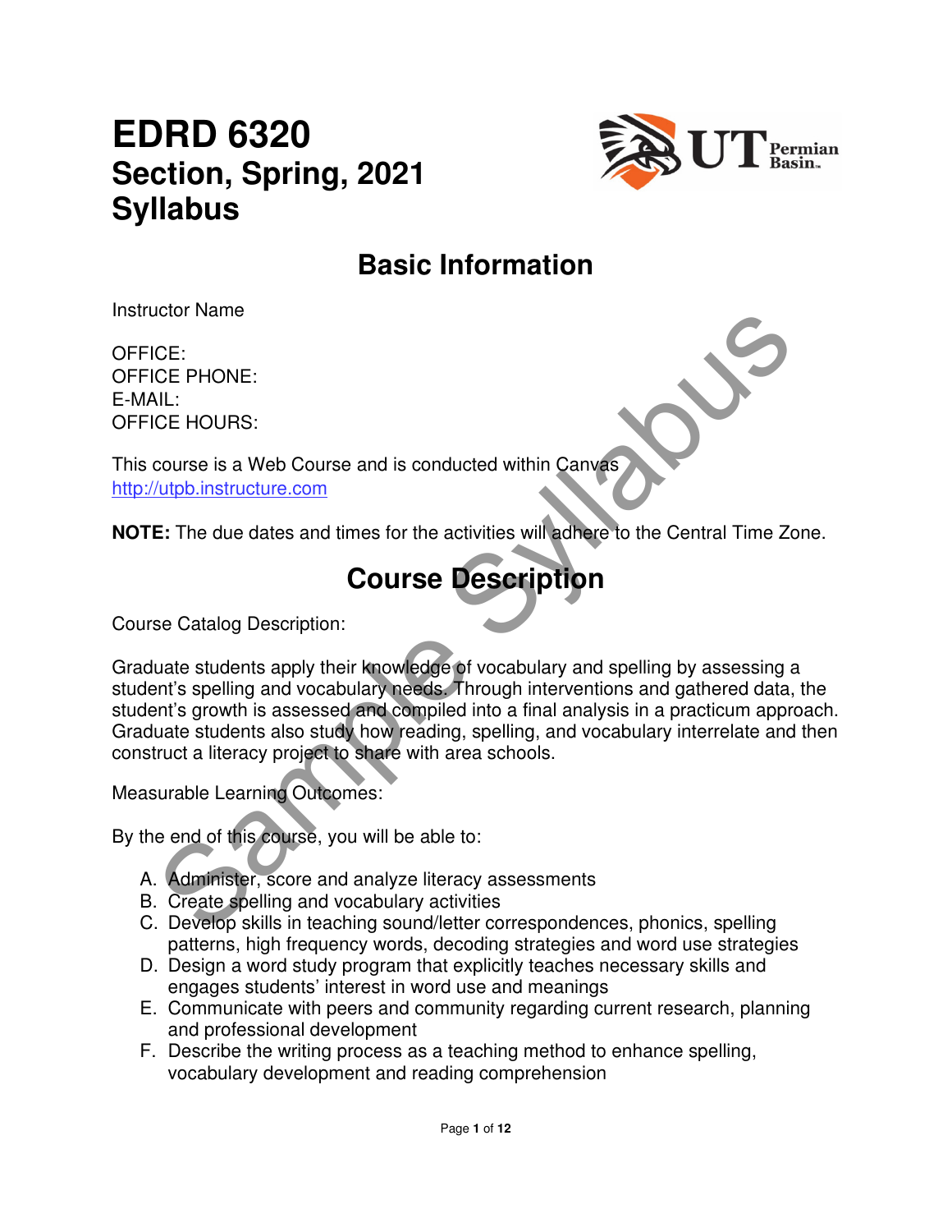# EDRD 6320
## Section, Spring, 2021
## Syllabus

## Basic Information

Instructor Name

OFFICE:
OFFICE PHONE:
E-MAIL:
OFFICE HOURS:

This course is a Web Course and is conducted within Canvas
http://utpb.instructure.com

**NOTE:** The due dates and times for the activities will adhere to the Central Time Zone.

## Course Description

Course Catalog Description:

Graduate students apply their knowledge of vocabulary and spelling by assessing a student's spelling and vocabulary needs. Through interventions and gathered data, the student's growth is assessed and compiled into a final analysis in a practicum approach. Graduate students also study how reading, spelling, and vocabulary interrelate and then construct a literacy project to share with area schools.

Measurable Learning Outcomes:

By the end of this course, you will be able to:

A. Administer, score and analyze literacy assessments
B. Create spelling and vocabulary activities
C. Develop skills in teaching sound/letter correspondences, phonics, spelling patterns, high frequency words, decoding strategies and word use strategies
D. Design a word study program that explicitly teaches necessary skills and engages students' interest in word use and meanings
E. Communicate with peers and community regarding current research, planning and professional development
F. Describe the writing process as a teaching method to enhance spelling, vocabulary development and reading comprehension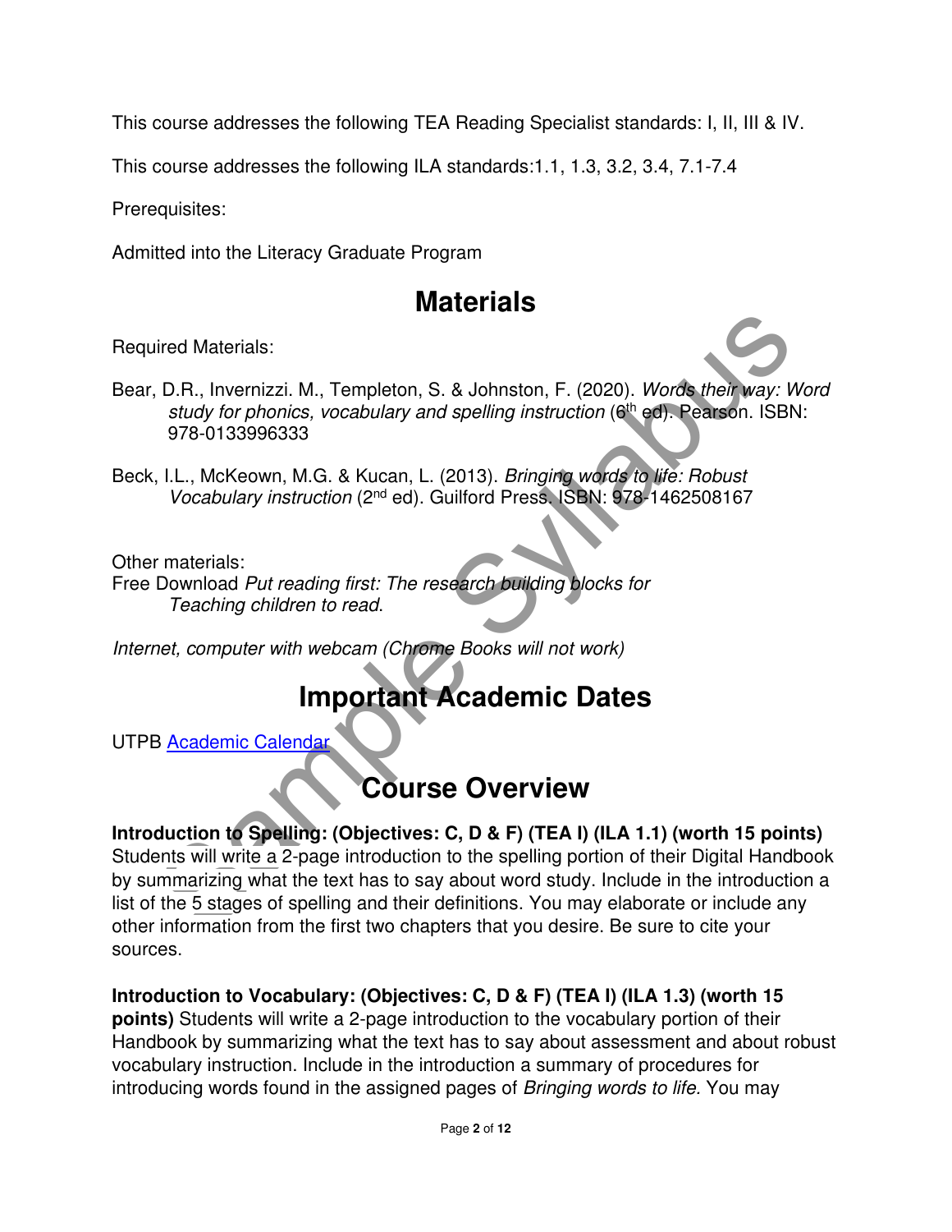This course addresses the following TEA Reading Specialist standards: I, II, III & IV.

This course addresses the following ILA standards:1.1, 1.3, 3.2, 3.4, 7.1-7.4

Prerequisites:

Admitted into the Literacy Graduate Program

# Materials

Required Materials:

Bear, D.R., Invernizzi. M., Templeton, S. & Johnston, F. (2020). *Words their way: Word study for phonics, vocabulary and spelling instruction* (6th ed). Pearson. ISBN: 978-0133996333

Beck, I.L., McKeown, M.G. & Kucan, L. (2013). *Bringing words to life: Robust Vocabulary instruction* (2nd ed). Guilford Press. ISBN: 978-1462508167

Other materials:
Free Download *Put reading first: The research building blocks for Teaching children to read*.

*Internet, computer with webcam (Chrome Books will not work)*

# Important Academic Dates

UTPB Academic Calendar

# Course Overview

**Introduction to Spelling: (Objectives: C, D & F) (TEA I) (ILA 1.1) (worth 15 points)** Students will write a 2-page introduction to the spelling portion of their Digital Handbook by summarizing what the text has to say about word study. Include in the introduction a list of the 5 stages of spelling and their definitions. You may elaborate or include any other information from the first two chapters that you desire. Be sure to cite your sources.

**Introduction to Vocabulary: (Objectives: C, D & F) (TEA I) (ILA 1.3) (worth 15 points)** Students will write a 2-page introduction to the vocabulary portion of their Handbook by summarizing what the text has to say about assessment and about robust vocabulary instruction. Include in the introduction a summary of procedures for introducing words found in the assigned pages of *Bringing words to life*. You may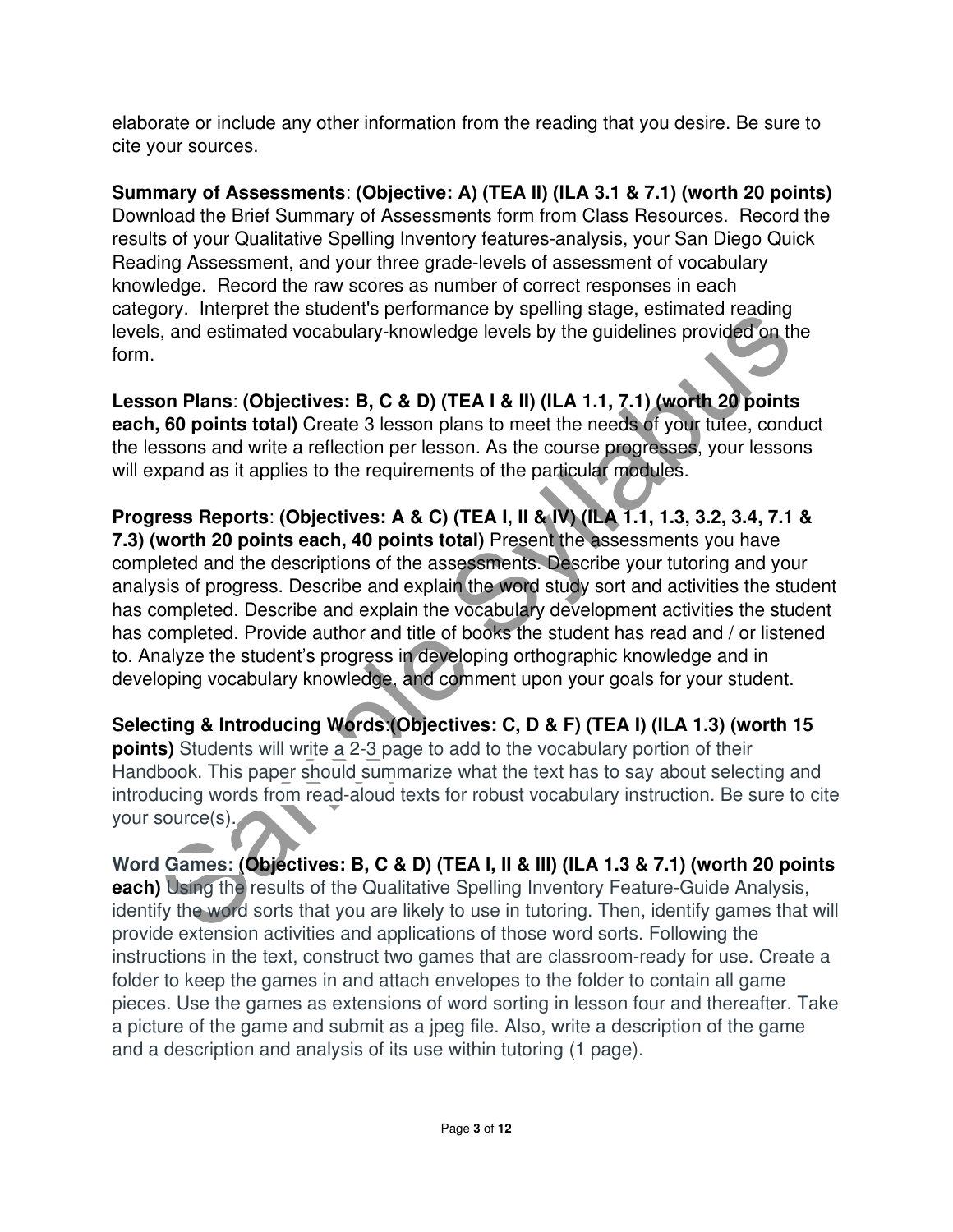elaborate or include any other information from the reading that you desire. Be sure to cite your sources.

**Summary of Assessments**: **(Objective: A) (TEA II) (ILA 3.1 & 7.1) (worth 20 points)** Download the Brief Summary of Assessments form from Class Resources. Record the results of your Qualitative Spelling Inventory features-analysis, your San Diego Quick Reading Assessment, and your three grade-levels of assessment of vocabulary knowledge. Record the raw scores as number of correct responses in each category. Interpret the student's performance by spelling stage, estimated reading levels, and estimated vocabulary-knowledge levels by the guidelines provided on the form.

**Lesson Plans**: **(Objectives: B, C & D) (TEA I & II) (ILA 1.1, 7.1) (worth 20 points each, 60 points total)** Create 3 lesson plans to meet the needs of your tutee, conduct the lessons and write a reflection per lesson. As the course progresses, your lessons will expand as it applies to the requirements of the particular modules.

**Progress Reports**: **(Objectives: A & C) (TEA I, II & IV) (ILA 1.1, 1.3, 3.2, 3.4, 7.1 & 7.3) (worth 20 points each, 40 points total)** Present the assessments you have completed and the descriptions of the assessments. Describe your tutoring and your analysis of progress. Describe and explain the word study sort and activities the student has completed. Describe and explain the vocabulary development activities the student has completed. Provide author and title of books the student has read and / or listened to. Analyze the student's progress in developing orthographic knowledge and in developing vocabulary knowledge, and comment upon your goals for your student.

**Selecting & Introducing Words**:**(Objectives: C, D & F) (TEA I) (ILA 1.3) (worth 15 points)** Students will write a 2-3 page to add to the vocabulary portion of their Handbook. This paper should summarize what the text has to say about selecting and introducing words from read-aloud texts for robust vocabulary instruction. Be sure to cite your source(s).

**Word Games: (Objectives: B, C & D) (TEA I, II & III) (ILA 1.3 & 7.1) (worth 20 points each)** Using the results of the Qualitative Spelling Inventory Feature-Guide Analysis, identify the word sorts that you are likely to use in tutoring. Then, identify games that will provide extension activities and applications of those word sorts. Following the instructions in the text, construct two games that are classroom-ready for use. Create a folder to keep the games in and attach envelopes to the folder to contain all game pieces. Use the games as extensions of word sorting in lesson four and thereafter. Take a picture of the game and submit as a jpeg file. Also, write a description of the game and a description and analysis of its use within tutoring (1 page).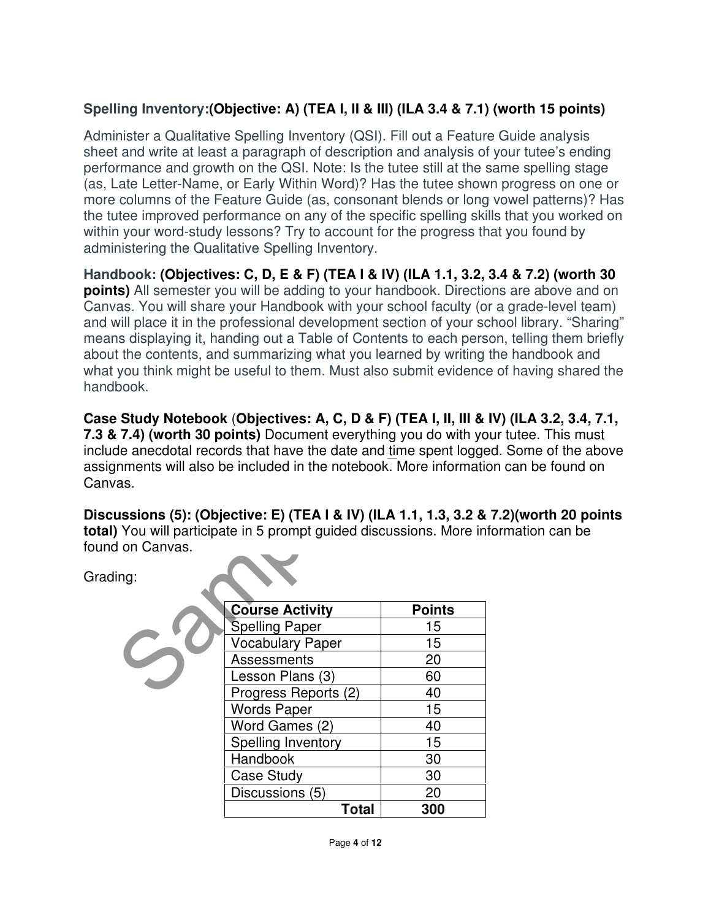**Spelling Inventory:(Objective: A) (TEA I, II & III) (ILA 3.4 & 7.1) (worth 15 points)**

Administer a Qualitative Spelling Inventory (QSI). Fill out a Feature Guide analysis sheet and write at least a paragraph of description and analysis of your tutee's ending performance and growth on the QSI. Note: Is the tutee still at the same spelling stage (as, Late Letter-Name, or Early Within Word)? Has the tutee shown progress on one or more columns of the Feature Guide (as, consonant blends or long vowel patterns)? Has the tutee improved performance on any of the specific spelling skills that you worked on within your word-study lessons? Try to account for the progress that you found by administering the Qualitative Spelling Inventory.

**Handbook: (Objectives: C, D, E & F) (TEA I & IV) (ILA 1.1, 3.2, 3.4 & 7.2) (worth 30 points)** All semester you will be adding to your handbook. Directions are above and on Canvas. You will share your Handbook with your school faculty (or a grade-level team) and will place it in the professional development section of your school library. "Sharing" means displaying it, handing out a Table of Contents to each person, telling them briefly about the contents, and summarizing what you learned by writing the handbook and what you think might be useful to them. Must also submit evidence of having shared the handbook.

**Case Study Notebook** (**Objectives: A, C, D & F) (TEA I, II, III & IV) (ILA 3.2, 3.4, 7.1, 7.3 & 7.4) (worth 30 points)** Document everything you do with your tutee. This must include anecdotal records that have the date and time spent logged. Some of the above assignments will also be included in the notebook. More information can be found on Canvas.

**Discussions (5): (Objective: E) (TEA I & IV) (ILA 1.1, 1.3, 3.2 & 7.2)(worth 20 points total)** You will participate in 5 prompt guided discussions. More information can be found on Canvas.

Grading:

| Course Activity | Points |
|---|---|
| Spelling Paper | 15 |
| Vocabulary Paper | 15 |
| Assessments | 20 |
| Lesson Plans (3) | 60 |
| Progress Reports (2) | 40 |
| Words Paper | 15 |
| Word Games (2) | 40 |
| Spelling Inventory | 15 |
| Handbook | 30 |
| Case Study | 30 |
| Discussions (5) | 20 |
| **Total** | **300** |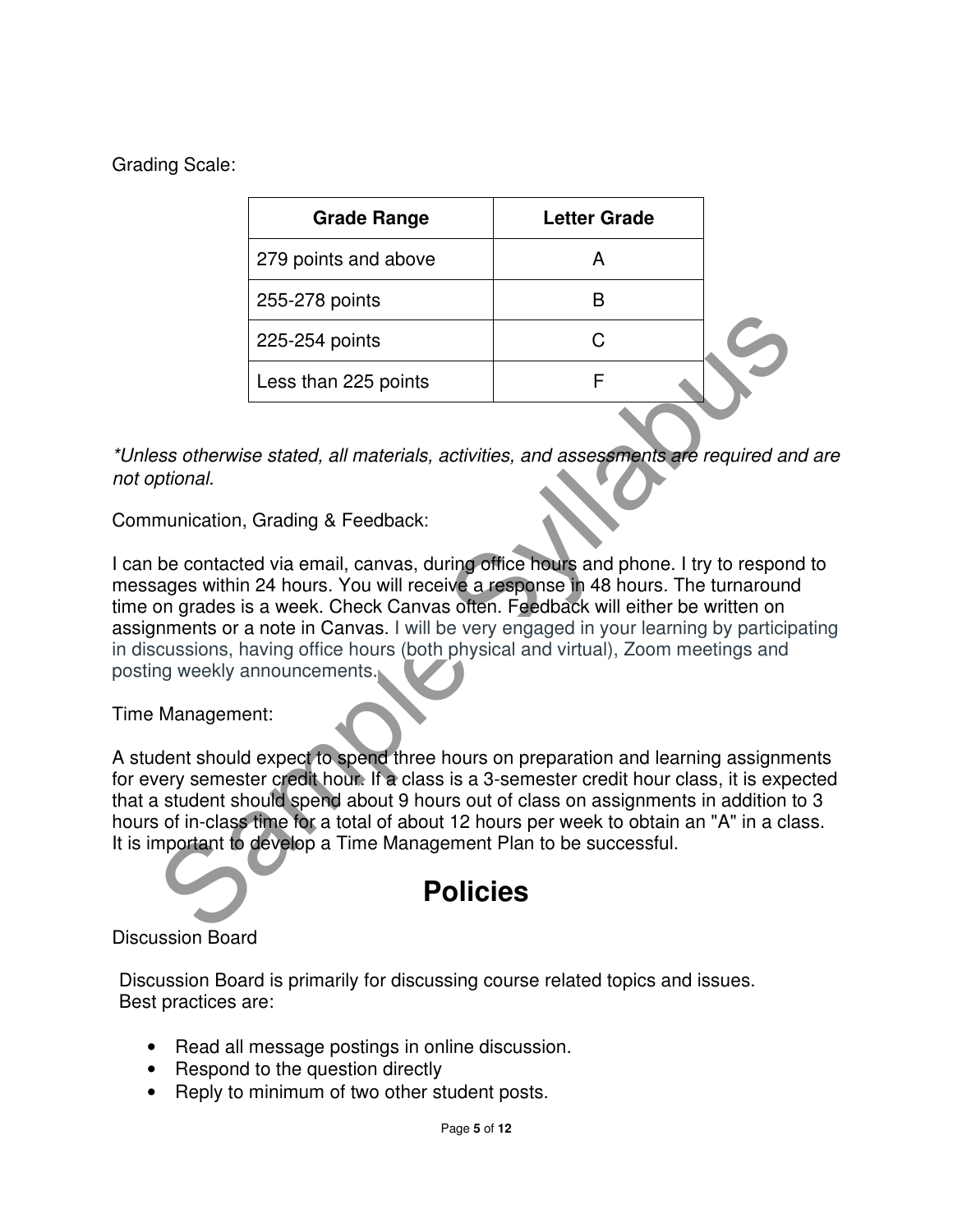Grading Scale:

| Grade Range | Letter Grade |
| --- | --- |
| 279 points and above | A |
| 255-278 points | B |
| 225-254 points | C |
| Less than 225 points | F |

*\*Unless otherwise stated, all materials, activities, and assessments are required and are not optional.*

Communication, Grading & Feedback:

I can be contacted via email, canvas, during office hours and phone. I try to respond to messages within 24 hours. You will receive a response in 48 hours. The turnaround time on grades is a week. Check Canvas often. Feedback will either be written on assignments or a note in Canvas. I will be very engaged in your learning by participating in discussions, having office hours (both physical and virtual), Zoom meetings and posting weekly announcements.

Time Management:

A student should expect to spend three hours on preparation and learning assignments for every semester credit hour. If a class is a 3-semester credit hour class, it is expected that a student should spend about 9 hours out of class on assignments in addition to 3 hours of in-class time for a total of about 12 hours per week to obtain an "A" in a class. It is important to develop a Time Management Plan to be successful.

# Policies

Discussion Board

Discussion Board is primarily for discussing course related topics and issues. Best practices are:

- Read all message postings in online discussion.
- Respond to the question directly
- Reply to minimum of two other student posts.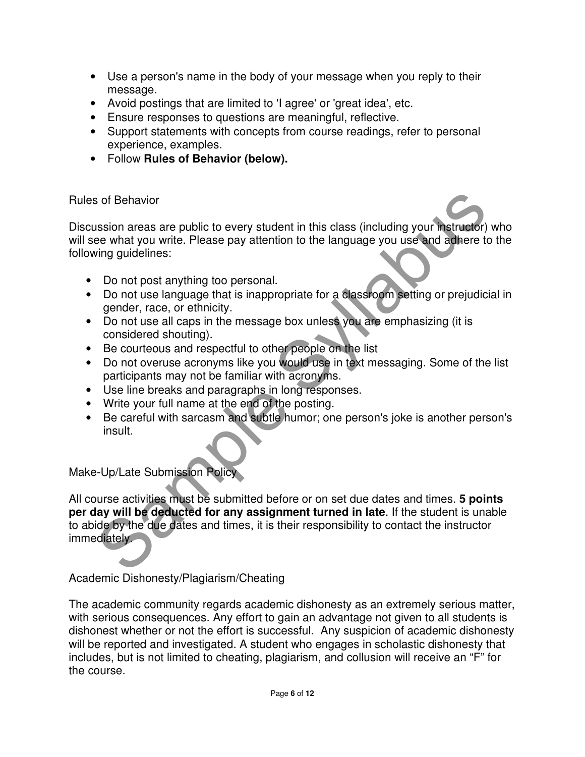- Use a person's name in the body of your message when you reply to their message.
- Avoid postings that are limited to 'I agree' or 'great idea', etc.
- Ensure responses to questions are meaningful, reflective.
- Support statements with concepts from course readings, refer to personal experience, examples.
- Follow **Rules of Behavior (below).**

## Rules of Behavior

Discussion areas are public to every student in this class (including your instructor) who will see what you write. Please pay attention to the language you use and adhere to the following guidelines:

- Do not post anything too personal.
- Do not use language that is inappropriate for a classroom setting or prejudicial in gender, race, or ethnicity.
- Do not use all caps in the message box unless you are emphasizing (it is considered shouting).
- Be courteous and respectful to other people on the list
- Do not overuse acronyms like you would use in text messaging. Some of the list participants may not be familiar with acronyms.
- Use line breaks and paragraphs in long responses.
- Write your full name at the end of the posting.
- Be careful with sarcasm and subtle humor; one person's joke is another person's insult.

## Make-Up/Late Submission Policy

All course activities must be submitted before or on set due dates and times. **5 points per day will be deducted for any assignment turned in late**. If the student is unable to abide by the due dates and times, it is their responsibility to contact the instructor immediately.

## Academic Dishonesty/Plagiarism/Cheating

The academic community regards academic dishonesty as an extremely serious matter, with serious consequences. Any effort to gain an advantage not given to all students is dishonest whether or not the effort is successful. Any suspicion of academic dishonesty will be reported and investigated. A student who engages in scholastic dishonesty that includes, but is not limited to cheating, plagiarism, and collusion will receive an “F” for the course.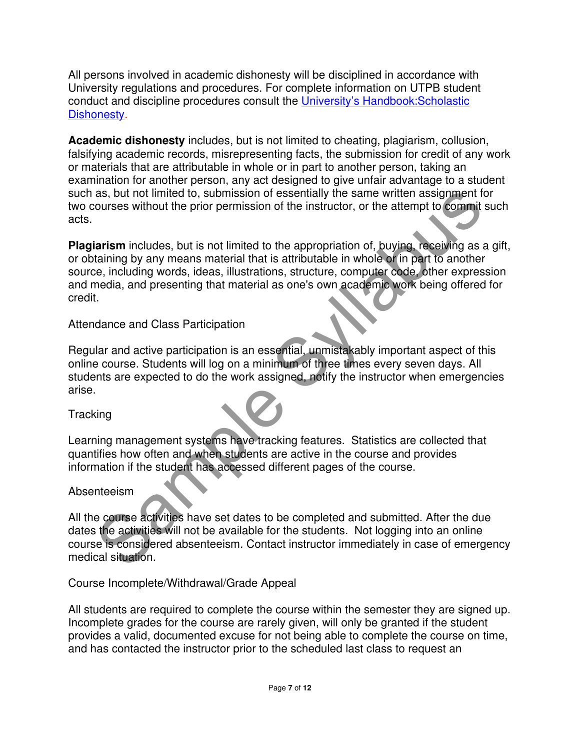All persons involved in academic dishonesty will be disciplined in accordance with University regulations and procedures. For complete information on UTPB student conduct and discipline procedures consult the [University's Handbook:Scholastic Dishonesty](#).

**Academic dishonesty** includes, but is not limited to cheating, plagiarism, collusion, falsifying academic records, misrepresenting facts, the submission for credit of any work or materials that are attributable in whole or in part to another person, taking an examination for another person, any act designed to give unfair advantage to a student such as, but not limited to, submission of essentially the same written assignment for two courses without the prior permission of the instructor, or the attempt to commit such acts.

**Plagiarism** includes, but is not limited to the appropriation of, buying, receiving as a gift, or obtaining by any means material that is attributable in whole or in part to another source, including words, ideas, illustrations, structure, computer code, other expression and media, and presenting that material as one's own academic work being offered for credit.

Attendance and Class Participation

Regular and active participation is an essential, unmistakably important aspect of this online course. Students will log on a minimum of three times every seven days. All students are expected to do the work assigned, notify the instructor when emergencies arise.

Tracking

Learning management systems have tracking features. Statistics are collected that quantifies how often and when students are active in the course and provides information if the student has accessed different pages of the course.

Absenteeism

All the course activities have set dates to be completed and submitted. After the due dates the activities will not be available for the students. Not logging into an online course is considered absenteeism. Contact instructor immediately in case of emergency medical situation.

Course Incomplete/Withdrawal/Grade Appeal

All students are required to complete the course within the semester they are signed up. Incomplete grades for the course are rarely given, will only be granted if the student provides a valid, documented excuse for not being able to complete the course on time, and has contacted the instructor prior to the scheduled last class to request an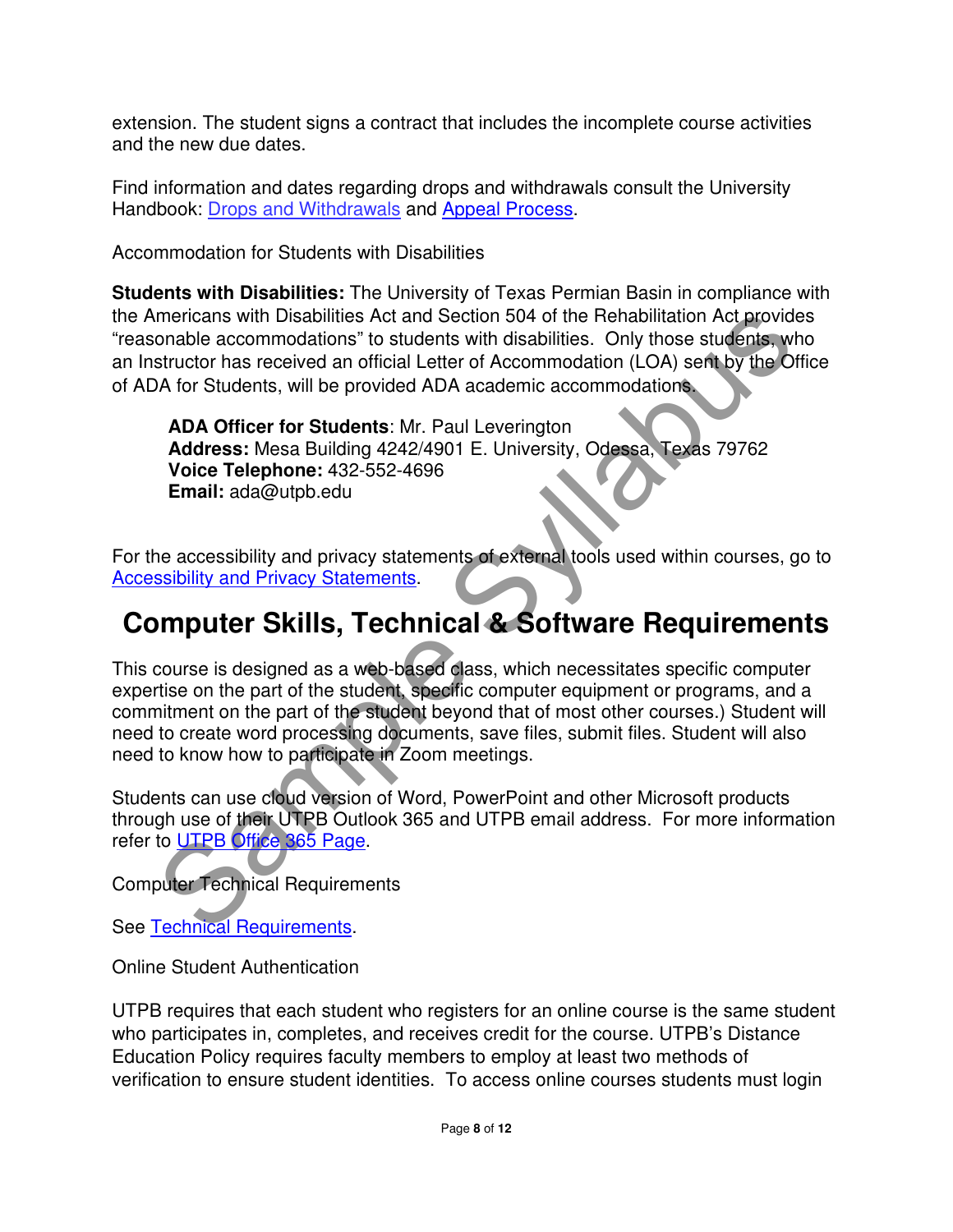extension. The student signs a contract that includes the incomplete course activities and the new due dates.

Find information and dates regarding drops and withdrawals consult the University Handbook: Drops and Withdrawals and Appeal Process.

Accommodation for Students with Disabilities

**Students with Disabilities:** The University of Texas Permian Basin in compliance with the Americans with Disabilities Act and Section 504 of the Rehabilitation Act provides "reasonable accommodations" to students with disabilities. Only those students, who an Instructor has received an official Letter of Accommodation (LOA) sent by the Office of ADA for Students, will be provided ADA academic accommodations.

> **ADA Officer for Students**: Mr. Paul Leverington
> **Address:** Mesa Building 4242/4901 E. University, Odessa, Texas 79762
> **Voice Telephone:** 432-552-4696
> **Email:** ada@utpb.edu

For the accessibility and privacy statements of external tools used within courses, go to Accessibility and Privacy Statements.

# Computer Skills, Technical & Software Requirements

This course is designed as a web-based class, which necessitates specific computer expertise on the part of the student, specific computer equipment or programs, and a commitment on the part of the student beyond that of most other courses.) Student will need to create word processing documents, save files, submit files. Student will also need to know how to participate in Zoom meetings.

Students can use cloud version of Word, PowerPoint and other Microsoft products through use of their UTPB Outlook 365 and UTPB email address. For more information refer to UTPB Office 365 Page.

Computer Technical Requirements

See Technical Requirements.

Online Student Authentication

UTPB requires that each student who registers for an online course is the same student who participates in, completes, and receives credit for the course. UTPB's Distance Education Policy requires faculty members to employ at least two methods of verification to ensure student identities. To access online courses students must login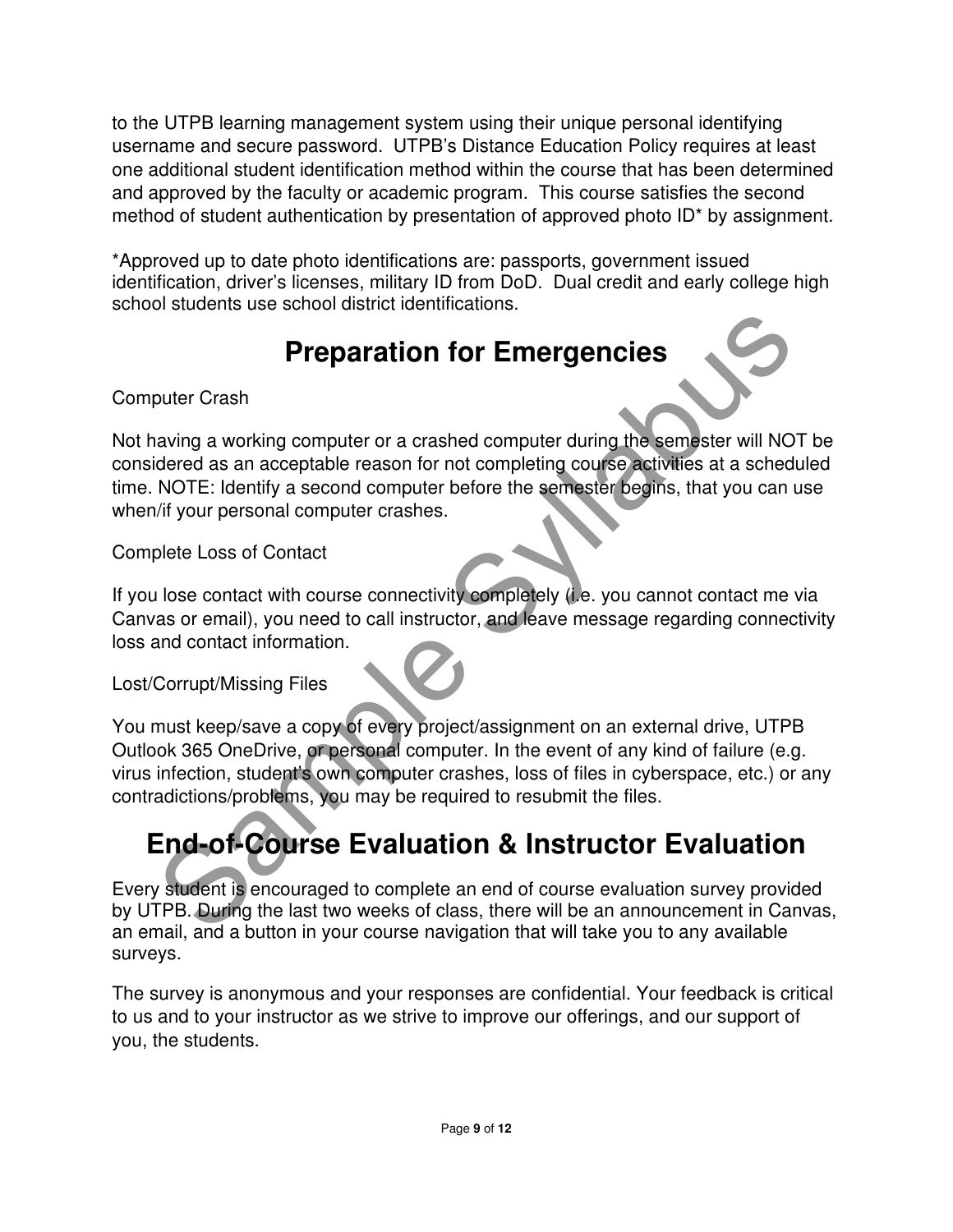to the UTPB learning management system using their unique personal identifying username and secure password. UTPB's Distance Education Policy requires at least one additional student identification method within the course that has been determined and approved by the faculty or academic program. This course satisfies the second method of student authentication by presentation of approved photo ID* by assignment.

*Approved up to date photo identifications are: passports, government issued identification, driver's licenses, military ID from DoD. Dual credit and early college high school students use school district identifications.

# Preparation for Emergencies

Computer Crash

Not having a working computer or a crashed computer during the semester will NOT be considered as an acceptable reason for not completing course activities at a scheduled time. NOTE: Identify a second computer before the semester begins, that you can use when/if your personal computer crashes.

Complete Loss of Contact

If you lose contact with course connectivity completely (i.e. you cannot contact me via Canvas or email), you need to call instructor, and leave message regarding connectivity loss and contact information.

Lost/Corrupt/Missing Files

You must keep/save a copy of every project/assignment on an external drive, UTPB Outlook 365 OneDrive, or personal computer. In the event of any kind of failure (e.g. virus infection, student's own computer crashes, loss of files in cyberspace, etc.) or any contradictions/problems, you may be required to resubmit the files.

# End-of-Course Evaluation & Instructor Evaluation

Every student is encouraged to complete an end of course evaluation survey provided by UTPB. During the last two weeks of class, there will be an announcement in Canvas, an email, and a button in your course navigation that will take you to any available surveys.

The survey is anonymous and your responses are confidential. Your feedback is critical to us and to your instructor as we strive to improve our offerings, and our support of you, the students.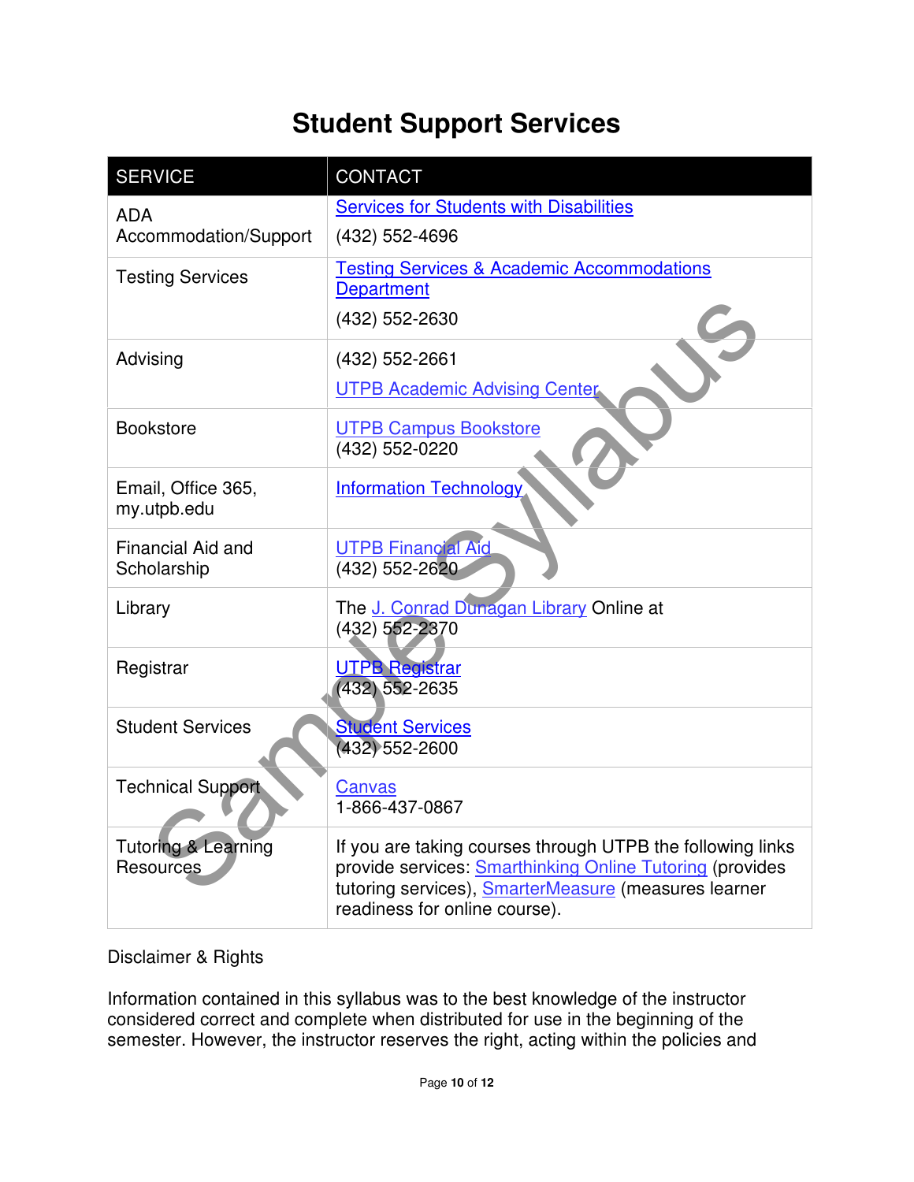# Student Support Services

| SERVICE | CONTACT |
| --- | --- |
| ADA Accommodation/Support | Services for Students with Disabilities<br>(432) 552-4696 |
| Testing Services | Testing Services & Academic Accommodations Department<br>(432) 552-2630 |
| Advising | (432) 552-2661<br>UTPB Academic Advising Center |
| Bookstore | UTPB Campus Bookstore<br>(432) 552-0220 |
| Email, Office 365, my.utpb.edu | Information Technology |
| Financial Aid and Scholarship | UTPB Financial Aid<br>(432) 552-2620 |
| Library | The J. Conrad Dunagan Library Online at (432) 552-2370 |
| Registrar | UTPB Registrar<br>(432) 552-2635 |
| Student Services | Student Services<br>(432) 552-2600 |
| Technical Support | Canvas<br>1-866-437-0867 |
| Tutoring & Learning Resources | If you are taking courses through UTPB the following links provide services: Smarthinking Online Tutoring (provides tutoring services), SmarterMeasure (measures learner readiness for online course). |

Disclaimer & Rights

Information contained in this syllabus was to the best knowledge of the instructor considered correct and complete when distributed for use in the beginning of the semester. However, the instructor reserves the right, acting within the policies and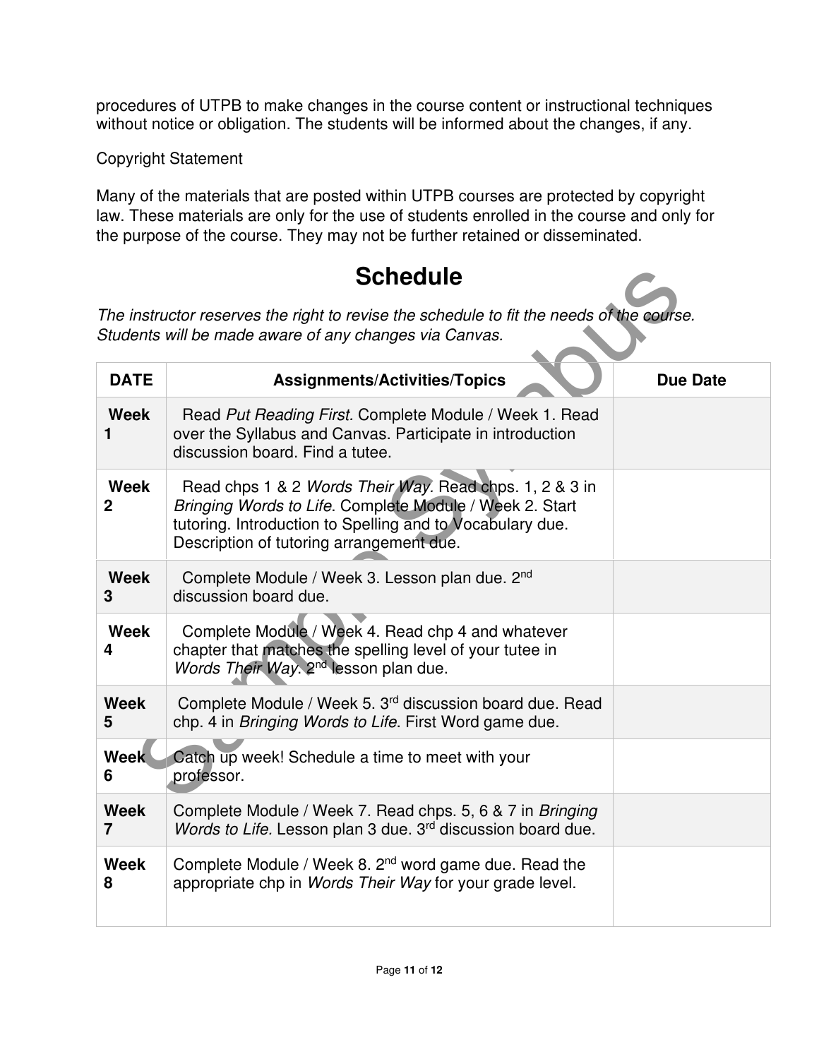procedures of UTPB to make changes in the course content or instructional techniques without notice or obligation. The students will be informed about the changes, if any.

Copyright Statement

Many of the materials that are posted within UTPB courses are protected by copyright law. These materials are only for the use of students enrolled in the course and only for the purpose of the course. They may not be further retained or disseminated.

# Schedule

*The instructor reserves the right to revise the schedule to fit the needs of the course. Students will be made aware of any changes via Canvas.*

| DATE | Assignments/Activities/Topics | Due Date |
|---|---|---|
| Week 1 | Read *Put Reading First*. Complete Module / Week 1. Read over the Syllabus and Canvas. Participate in introduction discussion board. Find a tutee. | |
| Week 2 | Read chps 1 & 2 *Words Their Way*. Read chps. 1, 2 & 3 in *Bringing Words to Life*. Complete Module / Week 2. Start tutoring. Introduction to Spelling and to Vocabulary due. Description of tutoring arrangement due. | |
| Week 3 | Complete Module / Week 3. Lesson plan due. 2nd discussion board due. | |
| Week 4 | Complete Module / Week 4. Read chp 4 and whatever chapter that matches the spelling level of your tutee in *Words Their Way*. 2nd lesson plan due. | |
| Week 5 | Complete Module / Week 5. 3rd discussion board due. Read chp. 4 in *Bringing Words to Life*. First Word game due. | |
| Week 6 | Catch up week! Schedule a time to meet with your professor. | |
| Week 7 | Complete Module / Week 7. Read chps. 5, 6 & 7 in *Bringing Words to Life.* Lesson plan 3 due. 3rd discussion board due. | |
| Week 8 | Complete Module / Week 8. 2nd word game due. Read the appropriate chp in *Words Their Way* for your grade level. | |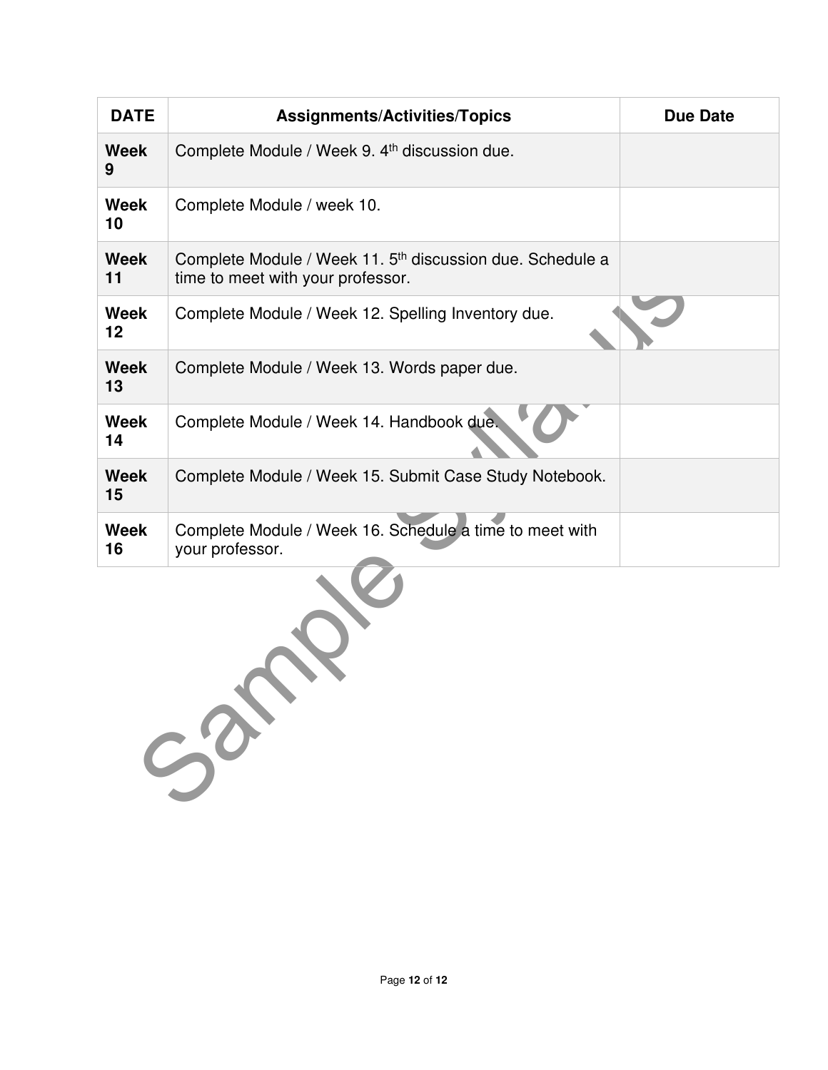| DATE | Assignments/Activities/Topics | Due Date |
| --- | --- | --- |
| **Week 9** | Complete Module / Week 9. 4th discussion due. | |
| **Week 10** | Complete Module / week 10. | |
| **Week 11** | Complete Module / Week 11. 5th discussion due. Schedule a time to meet with your professor. | |
| **Week 12** | Complete Module / Week 12. Spelling Inventory due. | |
| **Week 13** | Complete Module / Week 13. Words paper due. | |
| **Week 14** | Complete Module / Week 14. Handbook due. | |
| **Week 15** | Complete Module / Week 15. Submit Case Study Notebook. | |
| **Week 16** | Complete Module / Week 16. Schedule a time to meet with your professor. | |